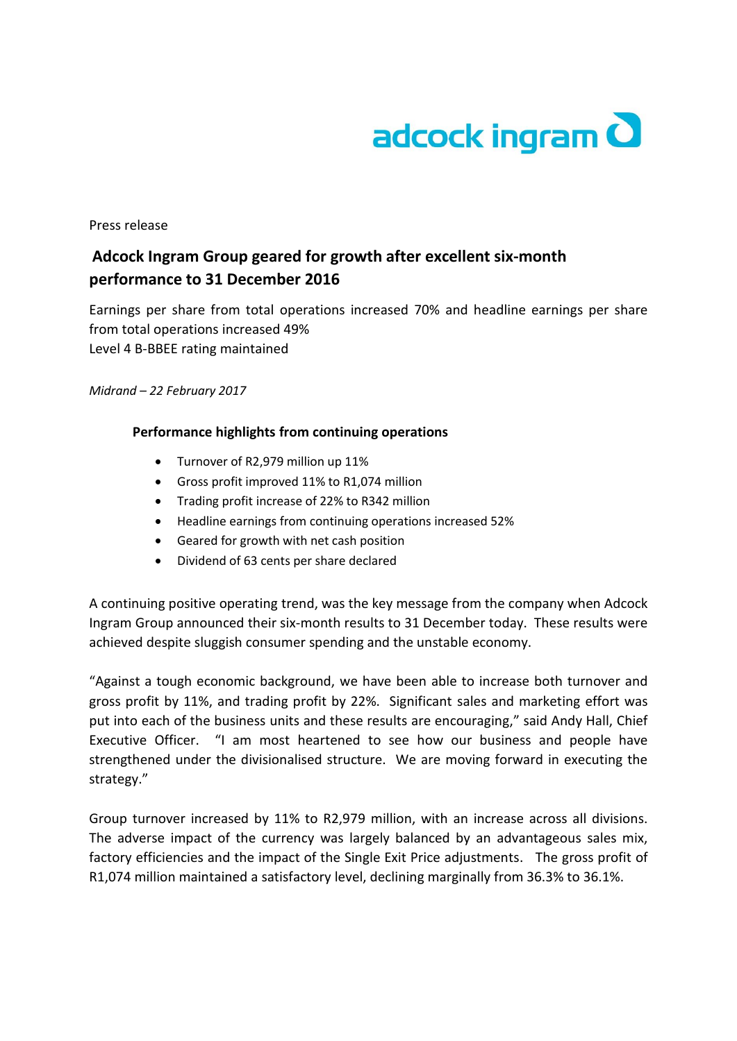adcock ingram

Press release

# Adcock Ingram Group geared for growth after excellent six-month performance to 31 December 2016

Earnings per share from total operations increased 70% and headline earnings per share from total operations increased 49%
Level 4 B-BBEE rating maintained

*Midrand – 22 February 2017*

### Performance highlights from continuing operations

- Turnover of R2,979 million up 11%
- Gross profit improved 11% to R1,074 million
- Trading profit increase of 22% to R342 million
- Headline earnings from continuing operations increased 52%
- Geared for growth with net cash position
- Dividend of 63 cents per share declared

A continuing positive operating trend, was the key message from the company when Adcock Ingram Group announced their six-month results to 31 December today. These results were achieved despite sluggish consumer spending and the unstable economy.

"Against a tough economic background, we have been able to increase both turnover and gross profit by 11%, and trading profit by 22%. Significant sales and marketing effort was put into each of the business units and these results are encouraging," said Andy Hall, Chief Executive Officer. "I am most heartened to see how our business and people have strengthened under the divisionalised structure. We are moving forward in executing the strategy."

Group turnover increased by 11% to R2,979 million, with an increase across all divisions. The adverse impact of the currency was largely balanced by an advantageous sales mix, factory efficiencies and the impact of the Single Exit Price adjustments. The gross profit of R1,074 million maintained a satisfactory level, declining marginally from 36.3% to 36.1%.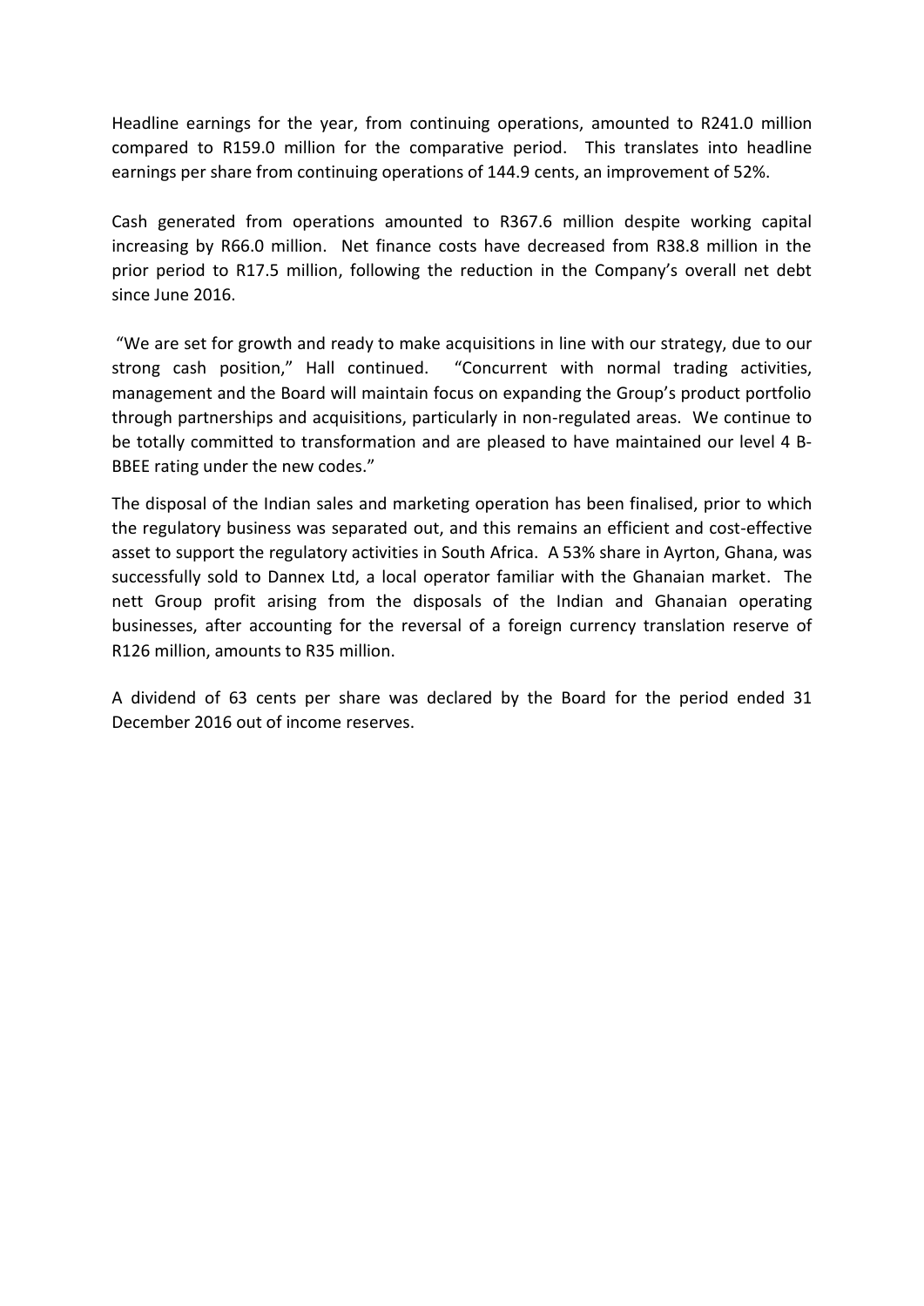Headline earnings for the year, from continuing operations, amounted to R241.0 million compared to R159.0 million for the comparative period. This translates into headline earnings per share from continuing operations of 144.9 cents, an improvement of 52%.

Cash generated from operations amounted to R367.6 million despite working capital increasing by R66.0 million. Net finance costs have decreased from R38.8 million in the prior period to R17.5 million, following the reduction in the Company's overall net debt since June 2016.

"We are set for growth and ready to make acquisitions in line with our strategy, due to our strong cash position," Hall continued. "Concurrent with normal trading activities, management and the Board will maintain focus on expanding the Group's product portfolio through partnerships and acquisitions, particularly in non-regulated areas. We continue to be totally committed to transformation and are pleased to have maintained our level 4 B-BBEE rating under the new codes."

The disposal of the Indian sales and marketing operation has been finalised, prior to which the regulatory business was separated out, and this remains an efficient and cost-effective asset to support the regulatory activities in South Africa. A 53% share in Ayrton, Ghana, was successfully sold to Dannex Ltd, a local operator familiar with the Ghanaian market. The nett Group profit arising from the disposals of the Indian and Ghanaian operating businesses, after accounting for the reversal of a foreign currency translation reserve of R126 million, amounts to R35 million.

A dividend of 63 cents per share was declared by the Board for the period ended 31 December 2016 out of income reserves.